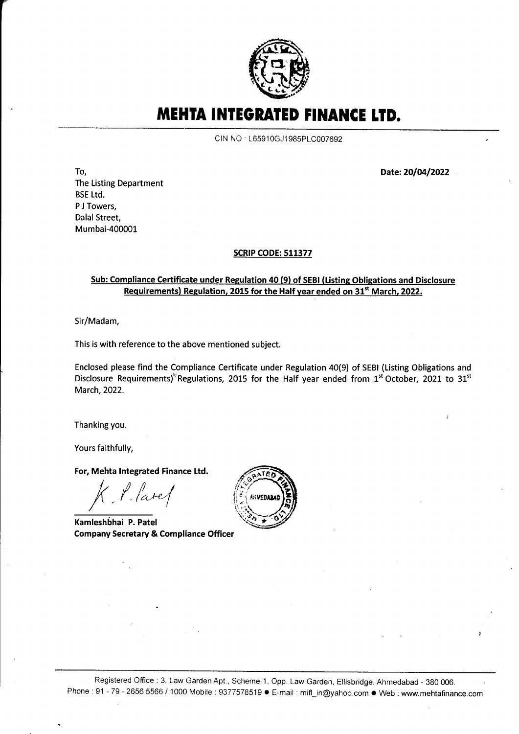# MEHTA INTEGRATED FINANCE LTD.

CIN NO : L65910GJ1985PLC007692

To,
The Listing Department
BSE Ltd.
P J Towers,
Dalal Street,
Mumbai-400001

**Date: 20/04/2022**

**SCRIP CODE: 511377**

**Sub: Compliance Certificate under Regulation 40 (9) of SEBI (Listing Obligations and Disclosure Requirements) Regulation, 2015 for the Half year ended on 31st March, 2022.**

Sir/Madam,

This is with reference to the above mentioned subject.

Enclosed please find the Compliance Certificate under Regulation 40(9) of SEBI (Listing Obligations and Disclosure Requirements) Regulations, 2015 for the Half year ended from 1st October, 2021 to 31st March, 2022.

Thanking you.

Yours faithfully,

**For, Mehta Integrated Finance Ltd.**

K. P. Patel

**Kamleshbhai P. Patel**
**Company Secretary & Compliance Officer**

Registered Office : 3, Law Garden Apt., Scheme-1, Opp. Law Garden, Ellisbridge, Ahmedabad - 380 006.
Phone : 91 - 79 - 2656 5566 / 1000 Mobile : 9377578519 ● E-mail : mifl_in@yahoo.com ● Web : www.mehtafinance.com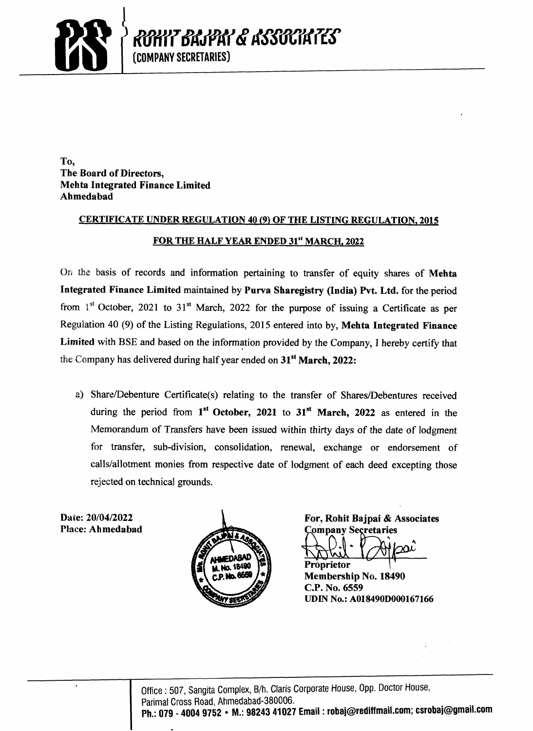# ROHIT BAJPAI & ASSOCIATES
(COMPANY SECRETARIES)

To,
**The Board of Directors,**
**Mehta Integrated Finance Limited**
**Ahmedabad**

**CERTIFICATE UNDER REGULATION 40 (9) OF THE LISTING REGULATION, 2015**

**FOR THE HALF YEAR ENDED 31st MARCH, 2022**

On the basis of records and information pertaining to transfer of equity shares of **Mehta Integrated Finance Limited** maintained by **Purva Sharegistry (India) Pvt. Ltd.** for the period from 1st October, 2021 to 31st March, 2022 for the purpose of issuing a Certificate as per Regulation 40 (9) of the Listing Regulations, 2015 entered into by, **Mehta Integrated Finance Limited** with BSE and based on the information provided by the Company, I hereby certify that the Company has delivered during half year ended on **31st March, 2022:**

a) Share/Debenture Certificate(s) relating to the transfer of Shares/Debentures received during the period from **1st October, 2021** to **31st March, 2022** as entered in the Memorandum of Transfers have been issued within thirty days of the date of lodgment for transfer, sub-division, consolidation, renewal, exchange or endorsement of calls/allotment monies from respective date of lodgment of each deed excepting those rejected on technical grounds.

**Date: 20/04/2022**
**Place: Ahmedabad**

**For, Rohit Bajpai & Associates**
**Company Secretaries**

**Proprietor**
**Membership No. 18490**
**C.P. No. 6559**
**UDIN No.: A018490D000167166**

Office : 507, Sangita Complex, B/h. Claris Corporate House, Opp. Doctor House, Parimal Cross Road, Ahmedabad-380006.
**Ph.: 079 - 4004 9752 • M.: 98243 41027 Email : robaj@rediffmail.com; csrobaj@gmail.com**